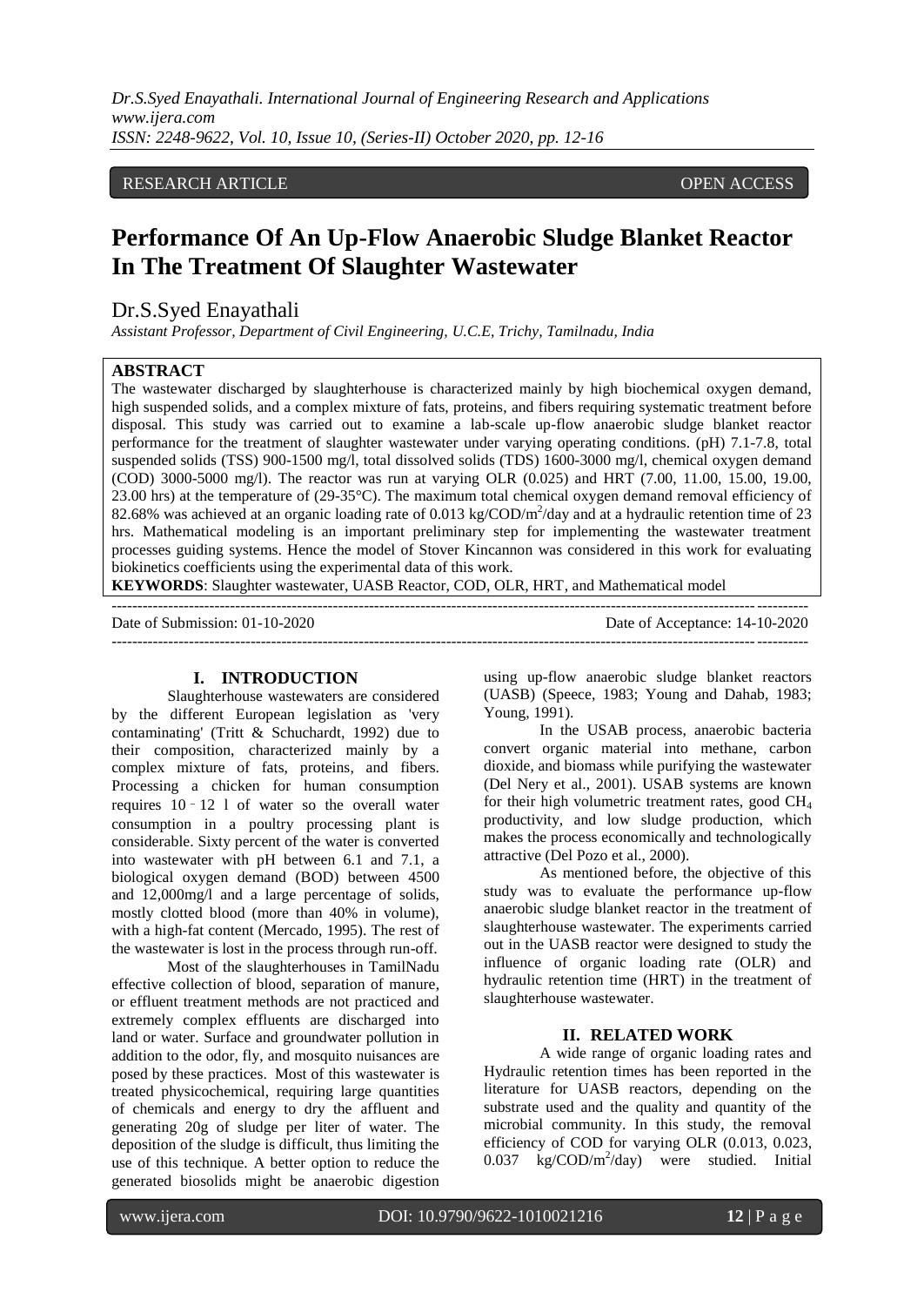RESEARCH ARTICLE OPEN ACCESS

# Performance Of An Up-Flow Anaerobic Sludge Blanket Reactor In The Treatment Of Slaughter Wastewater

Dr.S.Syed Enayathali

*Assistant Professor, Department of Civil Engineering, U.C.E, Trichy, Tamilnadu, India*

## ABSTRACT

The wastewater discharged by slaughterhouse is characterized mainly by high biochemical oxygen demand, high suspended solids, and a complex mixture of fats, proteins, and fibers requiring systematic treatment before disposal. This study was carried out to examine a lab-scale up-flow anaerobic sludge blanket reactor performance for the treatment of slaughter wastewater under varying operating conditions. (pH) 7.1-7.8, total suspended solids (TSS) 900-1500 mg/l, total dissolved solids (TDS) 1600-3000 mg/l, chemical oxygen demand (COD) 3000-5000 mg/l). The reactor was run at varying OLR (0.025) and HRT (7.00, 11.00, 15.00, 19.00, 23.00 hrs) at the temperature of (29-35°C). The maximum total chemical oxygen demand removal efficiency of 82.68% was achieved at an organic loading rate of 0.013 kg/COD/$m^2$/day and at a hydraulic retention time of 23 hrs. Mathematical modeling is an important preliminary step for implementing the wastewater treatment processes guiding systems. Hence the model of Stover Kincannon was considered in this work for evaluating biokinetics coefficients using the experimental data of this work.

**KEYWORDS**: Slaughter wastewater, UASB Reactor, COD, OLR, HRT, and Mathematical model

Date of Submission: 01-10-2020 Date of Acceptance: 14-10-2020

## I. INTRODUCTION

Slaughterhouse wastewaters are considered by the different European legislation as 'very contaminating' (Tritt & Schuchardt, 1992) due to their composition, characterized mainly by a complex mixture of fats, proteins, and fibers. Processing a chicken for human consumption requires 10 - 12 l of water so the overall water consumption in a poultry processing plant is considerable. Sixty percent of the water is converted into wastewater with pH between 6.1 and 7.1, a biological oxygen demand (BOD) between 4500 and 12,000mg/l and a large percentage of solids, mostly clotted blood (more than 40% in volume), with a high-fat content (Mercado, 1995). The rest of the wastewater is lost in the process through run-off.

Most of the slaughterhouses in TamilNadu effective collection of blood, separation of manure, or effluent treatment methods are not practiced and extremely complex effluents are discharged into land or water. Surface and groundwater pollution in addition to the odor, fly, and mosquito nuisances are posed by these practices. Most of this wastewater is treated physicochemical, requiring large quantities of chemicals and energy to dry the affluent and generating 20g of sludge per liter of water. The deposition of the sludge is difficult, thus limiting the use of this technique. A better option to reduce the generated biosolids might be anaerobic digestion using up-flow anaerobic sludge blanket reactors (UASB) (Speece, 1983; Young and Dahab, 1983; Young, 1991).

In the USAB process, anaerobic bacteria convert organic material into methane, carbon dioxide, and biomass while purifying the wastewater (Del Nery et al., 2001). USAB systems are known for their high volumetric treatment rates, good $CH_4$ productivity, and low sludge production, which makes the process economically and technologically attractive (Del Pozo et al., 2000).

As mentioned before, the objective of this study was to evaluate the performance up-flow anaerobic sludge blanket reactor in the treatment of slaughterhouse wastewater. The experiments carried out in the UASB reactor were designed to study the influence of organic loading rate (OLR) and hydraulic retention time (HRT) in the treatment of slaughterhouse wastewater.

## II. RELATED WORK

A wide range of organic loading rates and Hydraulic retention times has been reported in the literature for UASB reactors, depending on the substrate used and the quality and quantity of the microbial community. In this study, the removal efficiency of COD for varying OLR (0.013, 0.023, 0.037 kg/COD/$m^2$/day) were studied. Initial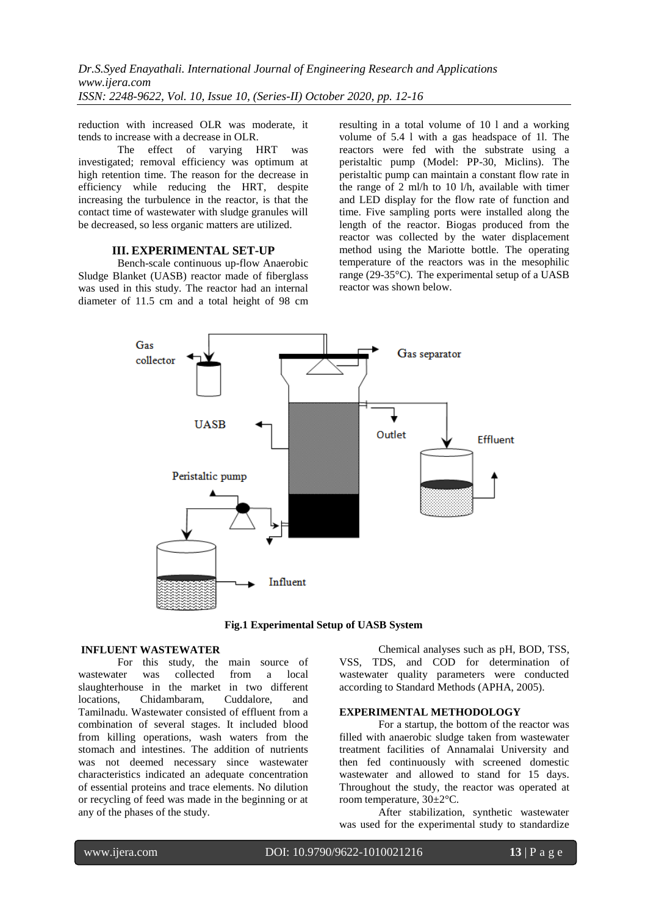reduction with increased OLR was moderate, it tends to increase with a decrease in OLR.

The effect of varying HRT was investigated; removal efficiency was optimum at high retention time. The reason for the decrease in efficiency while reducing the HRT, despite increasing the turbulence in the reactor, is that the contact time of wastewater with sludge granules will be decreased, so less organic matters are utilized.

## III. EXPERIMENTAL SET-UP

Bench-scale continuous up-flow Anaerobic Sludge Blanket (UASB) reactor made of fiberglass was used in this study. The reactor had an internal diameter of 11.5 cm and a total height of 98 cm resulting in a total volume of 10 l and a working volume of 5.4 l with a gas headspace of 1l. The reactors were fed with the substrate using a peristaltic pump (Model: PP-30, Miclins). The peristaltic pump can maintain a constant flow rate in the range of 2 ml/h to 10 l/h, available with timer and LED display for the flow rate of function and time. Five sampling ports were installed along the length of the reactor. Biogas produced from the reactor was collected by the water displacement method using the Mariotte bottle. The operating temperature of the reactors was in the mesophilic range (29-35°C). The experimental setup of a UASB reactor was shown below.

**Fig.1 Experimental Setup of UASB System**

### INFLUENT WASTEWATER

For this study, the main source of wastewater was collected from a local slaughterhouse in the market in two different locations, Chidambaram, Cuddalore, and Tamilnadu. Wastewater consisted of effluent from a combination of several stages. It included blood from killing operations, wash waters from the stomach and intestines. The addition of nutrients was not deemed necessary since wastewater characteristics indicated an adequate concentration of essential proteins and trace elements. No dilution or recycling of feed was made in the beginning or at any of the phases of the study.

Chemical analyses such as pH, BOD, TSS, VSS, TDS, and COD for determination of wastewater quality parameters were conducted according to Standard Methods (APHA, 2005).

### EXPERIMENTAL METHODOLOGY

For a startup, the bottom of the reactor was filled with anaerobic sludge taken from wastewater treatment facilities of Annamalai University and then fed continuously with screened domestic wastewater and allowed to stand for 15 days. Throughout the study, the reactor was operated at room temperature, 30±2°C.

After stabilization, synthetic wastewater was used for the experimental study to standardize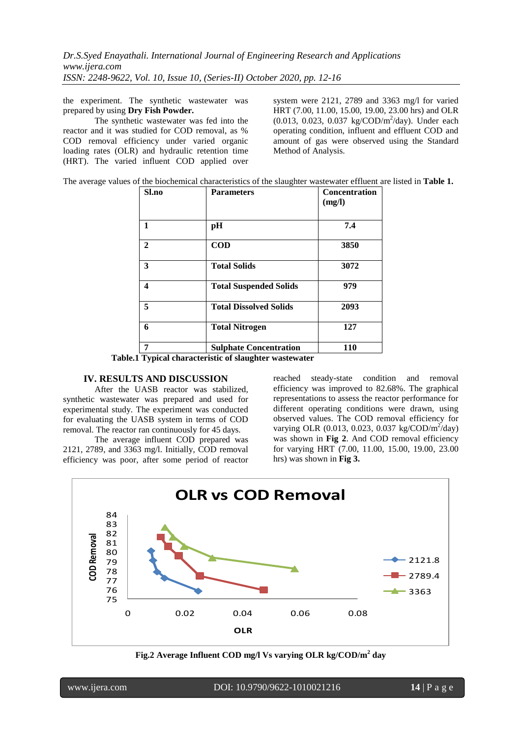the experiment. The synthetic wastewater was prepared by using **Dry Fish Powder.**

The synthetic wastewater was fed into the reactor and it was studied for COD removal, as % COD removal efficiency under varied organic loading rates (OLR) and hydraulic retention time (HRT). The varied influent COD applied over system were 2121, 2789 and 3363 mg/l for varied HRT (7.00, 11.00, 15.00, 19.00, 23.00 hrs) and OLR (0.013, 0.023, 0.037 kg/COD/$m^2$/day). Under each operating condition, influent and effluent COD and amount of gas were observed using the Standard Method of Analysis.

The average values of the biochemical characteristics of the slaughter wastewater effluent are listed in **Table 1.**

| Sl.no | Parameters | Concentration (mg/l) |
|---|---|---|
| 1 | pH | 7.4 |
| 2 | COD | 3850 |
| 3 | Total Solids | 3072 |
| 4 | Total Suspended Solids | 979 |
| 5 | Total Dissolved Solids | 2093 |
| 6 | Total Nitrogen | 127 |
| 7 | Sulphate Concentration | 110 |

**Table.1 Typical characteristic of slaughter wastewater**

## IV. RESULTS AND DISCUSSION

After the UASB reactor was stabilized, synthetic wastewater was prepared and used for experimental study. The experiment was conducted for evaluating the UASB system in terms of COD removal. The reactor ran continuously for 45 days.

The average influent COD prepared was 2121, 2789, and 3363 mg/l. Initially, COD removal efficiency was poor, after some period of reactor reached steady-state condition and removal efficiency was improved to 82.68%. The graphical representations to assess the reactor performance for different operating conditions were drawn, using observed values. The COD removal efficiency for varying OLR (0.013, 0.023, 0.037 kg/COD/$m^2$/day) was shown in **Fig 2**. And COD removal efficiency for varying HRT (7.00, 11.00, 15.00, 19.00, 23.00 hrs) was shown in **Fig 3.**

**Fig.2 Average Influent COD mg/l Vs varying OLR kg/COD/$m^2$ day**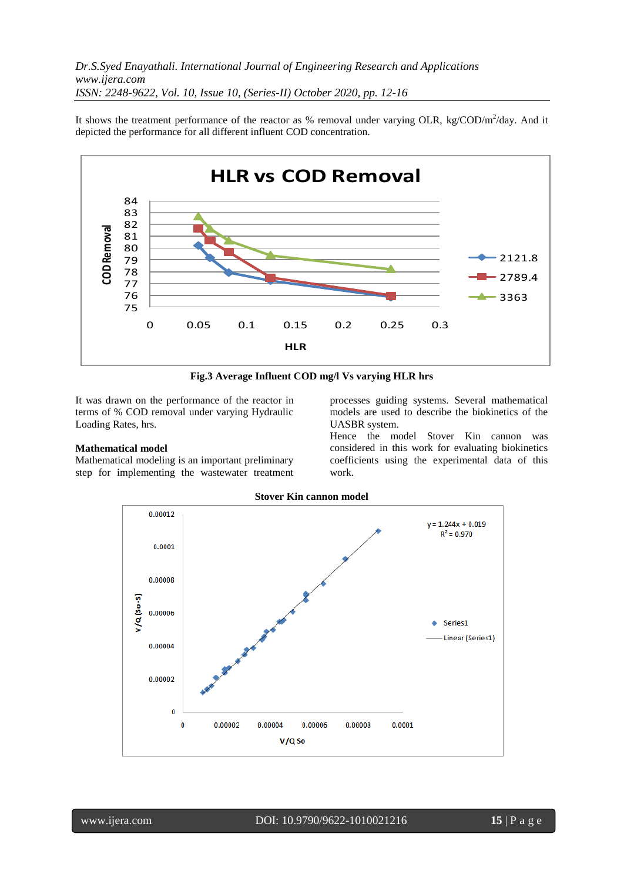It shows the treatment performance of the reactor as % removal under varying OLR, kg/COD/m$^2$/day. And it depicted the performance for all different influent COD concentration.

**Fig.3 Average Influent COD mg/l Vs varying HLR hrs**

It was drawn on the performance of the reactor in terms of % COD removal under varying Hydraulic Loading Rates, hrs.

**Mathematical model**

Mathematical modeling is an important preliminary step for implementing the wastewater treatment processes guiding systems. Several mathematical models are used to describe the biokinetics of the UASBR system.

Hence the model Stover Kin cannon was considered in this work for evaluating biokinetics coefficients using the experimental data of this work.

**Stover Kin cannon model**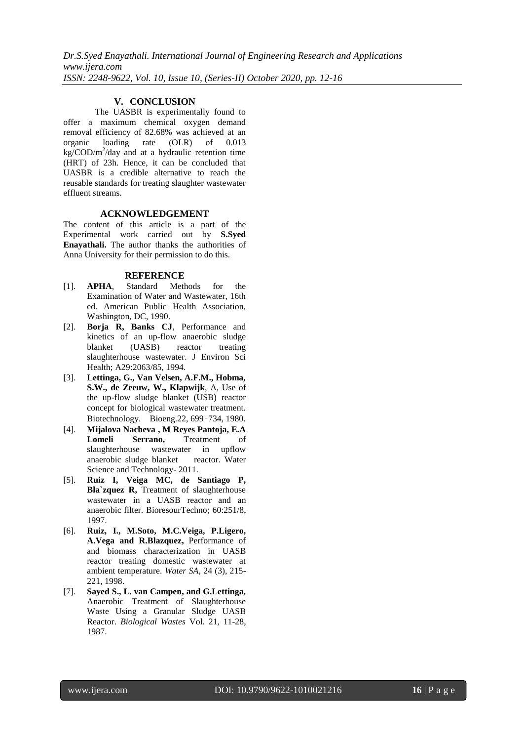## V. CONCLUSION

The UASBR is experimentally found to offer a maximum chemical oxygen demand removal efficiency of 82.68% was achieved at an organic loading rate (OLR) of 0.013 kg/COD/$m^2$/day and at a hydraulic retention time (HRT) of 23h. Hence, it can be concluded that UASBR is a credible alternative to reach the reusable standards for treating slaughter wastewater effluent streams.

## ACKNOWLEDGEMENT

The content of this article is a part of the Experimental work carried out by **S.Syed Enayathali.** The author thanks the authorities of Anna University for their permission to do this.

## REFERENCE

[1]. **APHA**, Standard Methods for the Examination of Water and Wastewater, 16th ed. American Public Health Association, Washington, DC, 1990.

[2]. **Borja R, Banks CJ**, Performance and kinetics of an up-flow anaerobic sludge blanket (UASB) reactor treating slaughterhouse wastewater. J Environ Sci Health; A29:2063/85, 1994.

[3]. **Lettinga, G., Van Velsen, A.F.M., Hobma, S.W., de Zeeuw, W., Klapwijk**, A, Use of the up-flow sludge blanket (USB) reactor concept for biological wastewater treatment. Biotechnology. Bioeng.22, 699-734, 1980.

[4]. **Mijalova Nacheva , M Reyes Pantoja, E.A Lomeli Serrano,** Treatment of slaughterhouse wastewater in upflow anaerobic sludge blanket reactor. Water Science and Technology- 2011.

[5]. **Ruiz I, Veiga MC, de Santiago P, Bla`zquez R,** Treatment of slaughterhouse wastewater in a UASB reactor and an anaerobic filter. BioresourTechno; 60:251/8, 1997.

[6]. **Ruiz, I., M.Soto, M.C.Veiga, P.Ligero, A.Vega and R.Blazquez,** Performance of and biomass characterization in UASB reactor treating domestic wastewater at ambient temperature. *Water SA*, 24 (3), 215-221, 1998.

[7]. **Sayed S., L. van Campen, and G.Lettinga,** Anaerobic Treatment of Slaughterhouse Waste Using a Granular Sludge UASB Reactor. *Biological Wastes* Vol. 21, 11-28, 1987.